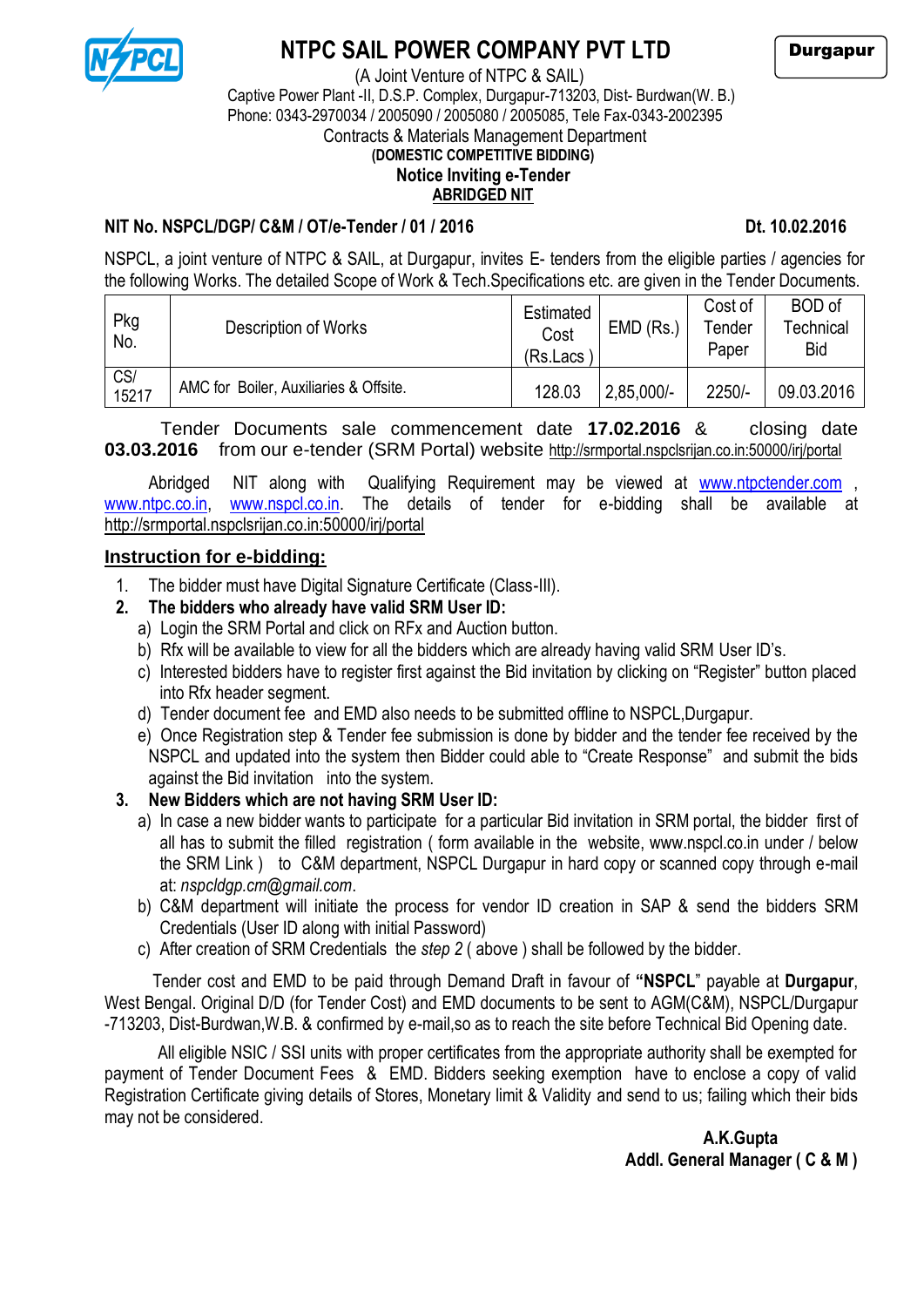# NTPC SAIL POWER COMPANY PVT LTD

**Durgapur**

(A Joint Venture of NTPC & SAIL)
Captive Power Plant -II, D.S.P. Complex, Durgapur-713203, Dist- Burdwan(W. B.)
Phone: 0343-2970034 / 2005090 / 2005080 / 2005085, Tele Fax-0343-2002395
Contracts & Materials Management Department

**(DOMESTIC COMPETITIVE BIDDING)**

**Notice Inviting e-Tender**

**ABRIDGED NIT**

**NIT No. NSPCL/DGP/ C&M / OT/e-Tender / 01 / 2016** **Dt. 10.02.2016**

NSPCL, a joint venture of NTPC & SAIL, at Durgapur, invites E- tenders from the eligible parties / agencies for the following Works. The detailed Scope of Work & Tech.Specifications etc. are given in the Tender Documents.

| Pkg No. | Description of Works | Estimated Cost (Rs.Lacs ) | EMD (Rs.) | Cost of Tender Paper | BOD of Technical Bid |
|---|---|---|---|---|---|
| CS/ 15217 | AMC for Boiler, Auxiliaries & Offsite. | 128.03 | 2,85,000/- | 2250/- | 09.03.2016 |

Tender Documents sale commencement date **17.02.2016** & closing date **03.03.2016** from our e-tender (SRM Portal) website http://srmportal.nspclsrijan.co.in:50000/irj/portal

Abridged NIT along with Qualifying Requirement may be viewed at www.ntpctender.com , www.ntpc.co.in, www.nspcl.co.in. The details of tender for e-bidding shall be available at http://srmportal.nspclsrijan.co.in:50000/irj/portal

## Instruction for e-bidding:

1. The bidder must have Digital Signature Certificate (Class-III).
2. **The bidders who already have valid SRM User ID:**
   a) Login the SRM Portal and click on RFx and Auction button.
   b) Rfx will be available to view for all the bidders which are already having valid SRM User ID's.
   c) Interested bidders have to register first against the Bid invitation by clicking on "Register" button placed into Rfx header segment.
   d) Tender document fee and EMD also needs to be submitted offline to NSPCL,Durgapur.
   e) Once Registration step & Tender fee submission is done by bidder and the tender fee received by the NSPCL and updated into the system then Bidder could able to "Create Response" and submit the bids against the Bid invitation into the system.
3. **New Bidders which are not having SRM User ID:**
   a) In case a new bidder wants to participate for a particular Bid invitation in SRM portal, the bidder first of all has to submit the filled registration ( form available in the website, www.nspcl.co.in under / below the SRM Link ) to C&M department, NSPCL Durgapur in hard copy or scanned copy through e-mail at: *nspcldgp.cm@gmail.com*.
   b) C&M department will initiate the process for vendor ID creation in SAP & send the bidders SRM Credentials (User ID along with initial Password)
   c) After creation of SRM Credentials the *step 2* ( above ) shall be followed by the bidder.

Tender cost and EMD to be paid through Demand Draft in favour of **"NSPCL"** payable at **Durgapur**, West Bengal. Original D/D (for Tender Cost) and EMD documents to be sent to AGM(C&M), NSPCL/Durgapur -713203, Dist-Burdwan,W.B. & confirmed by e-mail,so as to reach the site before Technical Bid Opening date.

All eligible NSIC / SSI units with proper certificates from the appropriate authority shall be exempted for payment of Tender Document Fees & EMD. Bidders seeking exemption have to enclose a copy of valid Registration Certificate giving details of Stores, Monetary limit & Validity and send to us; failing which their bids may not be considered.

**A.K.Gupta**
**Addl. General Manager ( C & M )**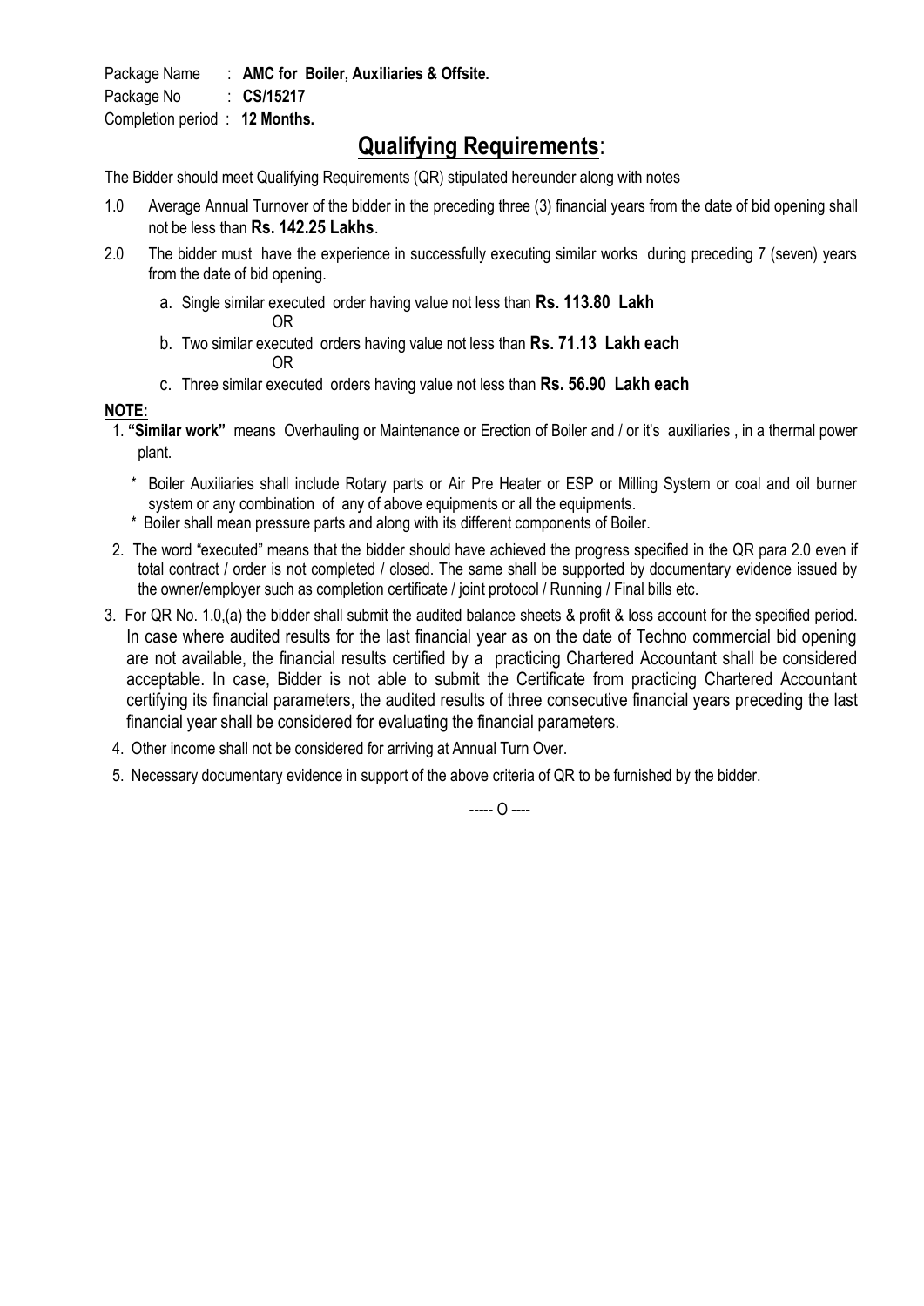Package Name : **AMC for Boiler, Auxiliaries & Offsite.**

Package No : **CS/15217**

Completion period : **12 Months.**

# Qualifying Requirements:

The Bidder should meet Qualifying Requirements (QR) stipulated hereunder along with notes

1.0 Average Annual Turnover of the bidder in the preceding three (3) financial years from the date of bid opening shall not be less than **Rs. 142.25 Lakhs**.

2.0 The bidder must have the experience in successfully executing similar works during preceding 7 (seven) years from the date of bid opening.

a. Single similar executed order having value not less than **Rs. 113.80 Lakh**

OR

b. Two similar executed orders having value not less than **Rs. 71.13 Lakh each**

OR

c. Three similar executed orders having value not less than **Rs. 56.90 Lakh each**

**NOTE:**

1. **"Similar work"** means Overhauling or Maintenance or Erection of Boiler and / or it's auxiliaries , in a thermal power plant.

   * Boiler Auxiliaries shall include Rotary parts or Air Pre Heater or ESP or Milling System or coal and oil burner system or any combination of any of above equipments or all the equipments.
   * Boiler shall mean pressure parts and along with its different components of Boiler.

2. The word "executed" means that the bidder should have achieved the progress specified in the QR para 2.0 even if total contract / order is not completed / closed. The same shall be supported by documentary evidence issued by the owner/employer such as completion certificate / joint protocol / Running / Final bills etc.

3. For QR No. 1.0,(a) the bidder shall submit the audited balance sheets & profit & loss account for the specified period. In case where audited results for the last financial year as on the date of Techno commercial bid opening are not available, the financial results certified by a practicing Chartered Accountant shall be considered acceptable. In case, Bidder is not able to submit the Certificate from practicing Chartered Accountant certifying its financial parameters, the audited results of three consecutive financial years preceding the last financial year shall be considered for evaluating the financial parameters.

4. Other income shall not be considered for arriving at Annual Turn Over.

5. Necessary documentary evidence in support of the above criteria of QR to be furnished by the bidder.

----- O ----